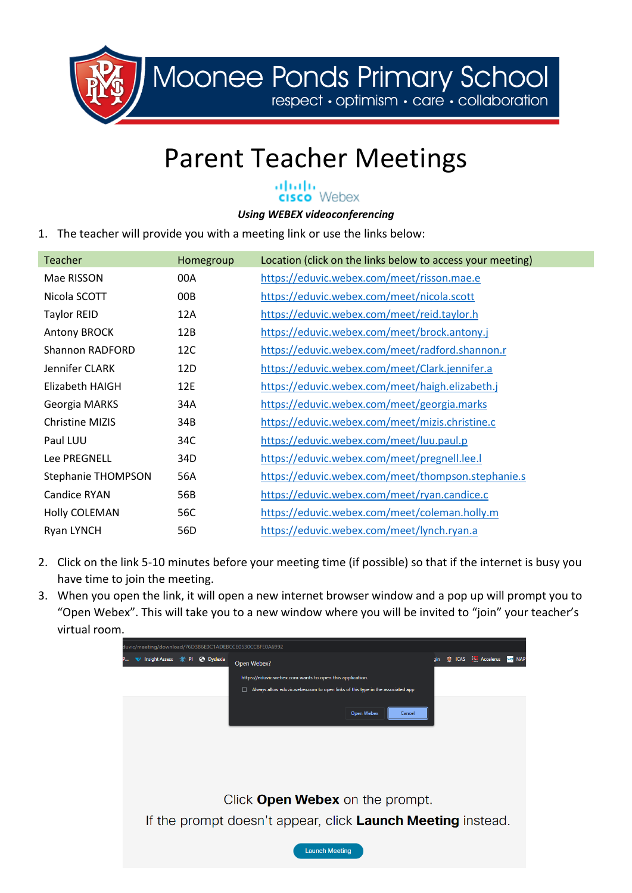# Moonee Ponds Primary School

respect • optimism • care • collaboration

# Parent Teacher Meetings

cisco Webex

***Using WEBEX videoconferencing***

1. The teacher will provide you with a meeting link or use the links below:

| Teacher | Homegroup | Location (click on the links below to access your meeting) |
|---|---|---|
| Mae RISSON | 00A | https://eduvic.webex.com/meet/risson.mae.e |
| Nicola SCOTT | 00B | https://eduvic.webex.com/meet/nicola.scott |
| Taylor REID | 12A | https://eduvic.webex.com/meet/reid.taylor.h |
| Antony BROCK | 12B | https://eduvic.webex.com/meet/brock.antony.j |
| Shannon RADFORD | 12C | https://eduvic.webex.com/meet/radford.shannon.r |
| Jennifer CLARK | 12D | https://eduvic.webex.com/meet/Clark.jennifer.a |
| Elizabeth HAIGH | 12E | https://eduvic.webex.com/meet/haigh.elizabeth.j |
| Georgia MARKS | 34A | https://eduvic.webex.com/meet/georgia.marks |
| Christine MIZIS | 34B | https://eduvic.webex.com/meet/mizis.christine.c |
| Paul LUU | 34C | https://eduvic.webex.com/meet/luu.paul.p |
| Lee PREGNELL | 34D | https://eduvic.webex.com/meet/pregnell.lee.l |
| Stephanie THOMPSON | 56A | https://eduvic.webex.com/meet/thompson.stephanie.s |
| Candice RYAN | 56B | https://eduvic.webex.com/meet/ryan.candice.c |
| Holly COLEMAN | 56C | https://eduvic.webex.com/meet/coleman.holly.m |
| Ryan LYNCH | 56D | https://eduvic.webex.com/meet/lynch.ryan.a |

2. Click on the link 5-10 minutes before your meeting time (if possible) so that if the internet is busy you have time to join the meeting.
3. When you open the link, it will open a new internet browser window and a pop up will prompt you to "Open Webex". This will take you to a new window where you will be invited to "join" your teacher's virtual room.

Open Webex?

https://eduvic.webex.com wants to open this application.

Always allow eduvic.webex.com to open links of this type in the associated app

Open Webex | Cancel

Click **Open Webex** on the prompt.

If the prompt doesn't appear, click **Launch Meeting** instead.

Launch Meeting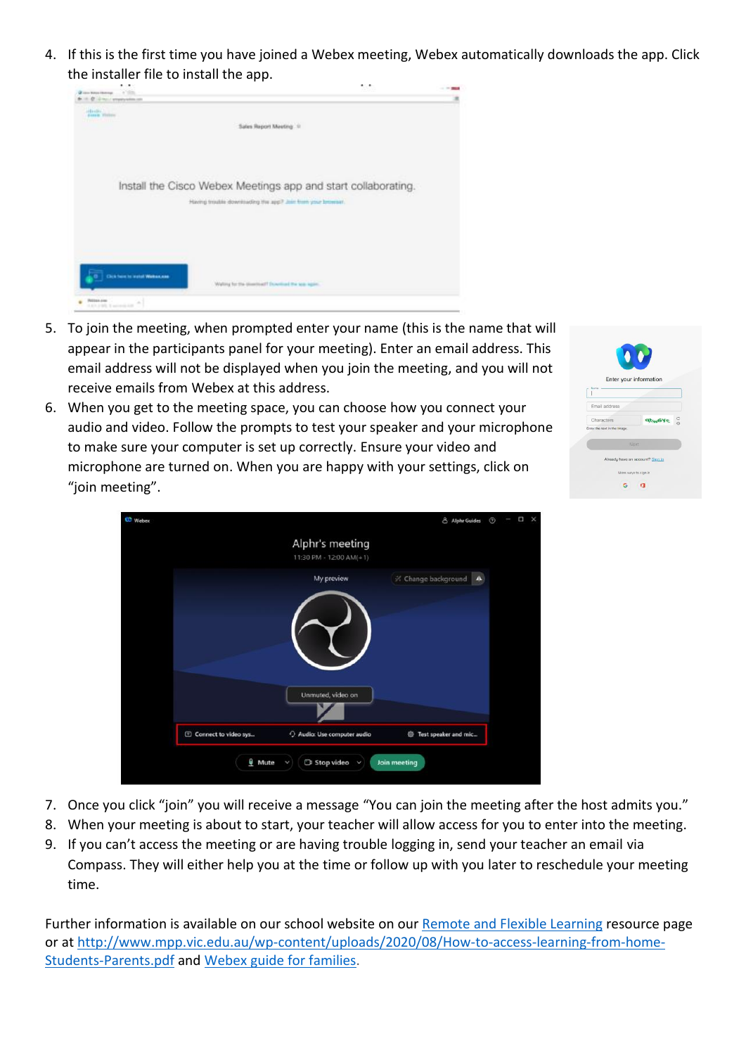4. If this is the first time you have joined a Webex meeting, Webex automatically downloads the app. Click the installer file to install the app.

5. To join the meeting, when prompted enter your name (this is the name that will appear in the participants panel for your meeting). Enter an email address. This email address will not be displayed when you join the meeting, and you will not receive emails from Webex at this address.
6. When you get to the meeting space, you can choose how you connect your audio and video. Follow the prompts to test your speaker and your microphone to make sure your computer is set up correctly. Ensure your video and microphone are turned on. When you are happy with your settings, click on "join meeting".

7. Once you click "join" you will receive a message "You can join the meeting after the host admits you."
8. When your meeting is about to start, your teacher will allow access for you to enter into the meeting.
9. If you can't access the meeting or are having trouble logging in, send your teacher an email via Compass. They will either help you at the time or follow up with you later to reschedule your meeting time.

Further information is available on our school website on our Remote and Flexible Learning resource page or at http://www.mpp.vic.edu.au/wp-content/uploads/2020/08/How-to-access-learning-from-home-Students-Parents.pdf and Webex guide for families.